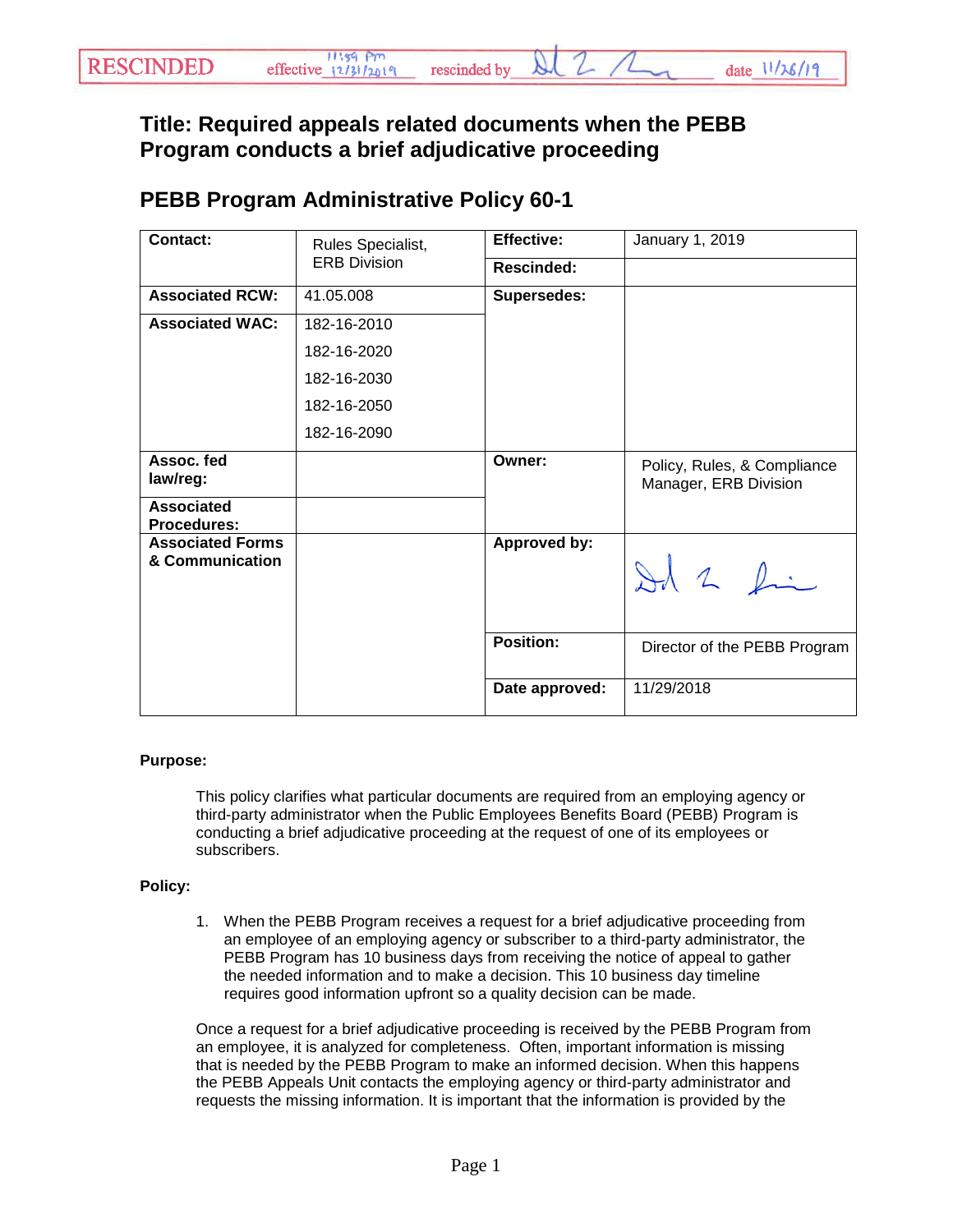RESCINDED effective 11:59 pm 12/31/2019 rescinded by [signature] date 11/26/19

# Title: Required appeals related documents when the PEBB Program conducts a brief adjudicative proceeding

## PEBB Program Administrative Policy 60-1

| Contact: | Rules Specialist, ERB Division | Effective: | January 1, 2019 |
|---|---|---|---|
| | | Rescinded: | |
| Associated RCW: | 41.05.008 | Supersedes: | |
| Associated WAC: | 182-16-2010<br>182-16-2020<br>182-16-2030<br>182-16-2050<br>182-16-2090 | | |
| Assoc. fed law/reg: | | Owner: | Policy, Rules, & Compliance Manager, ERB Division |
| Associated Procedures: | | | |
| Associated Forms & Communication | | Approved by: | [signature] |
| | | Position: | Director of the PEBB Program |
| | | Date approved: | 11/29/2018 |

**Purpose:**

This policy clarifies what particular documents are required from an employing agency or third-party administrator when the Public Employees Benefits Board (PEBB) Program is conducting a brief adjudicative proceeding at the request of one of its employees or subscribers.

**Policy:**

1. When the PEBB Program receives a request for a brief adjudicative proceeding from an employee of an employing agency or subscriber to a third-party administrator, the PEBB Program has 10 business days from receiving the notice of appeal to gather the needed information and to make a decision. This 10 business day timeline requires good information upfront so a quality decision can be made.

Once a request for a brief adjudicative proceeding is received by the PEBB Program from an employee, it is analyzed for completeness. Often, important information is missing that is needed by the PEBB Program to make an informed decision. When this happens the PEBB Appeals Unit contacts the employing agency or third-party administrator and requests the missing information. It is important that the information is provided by the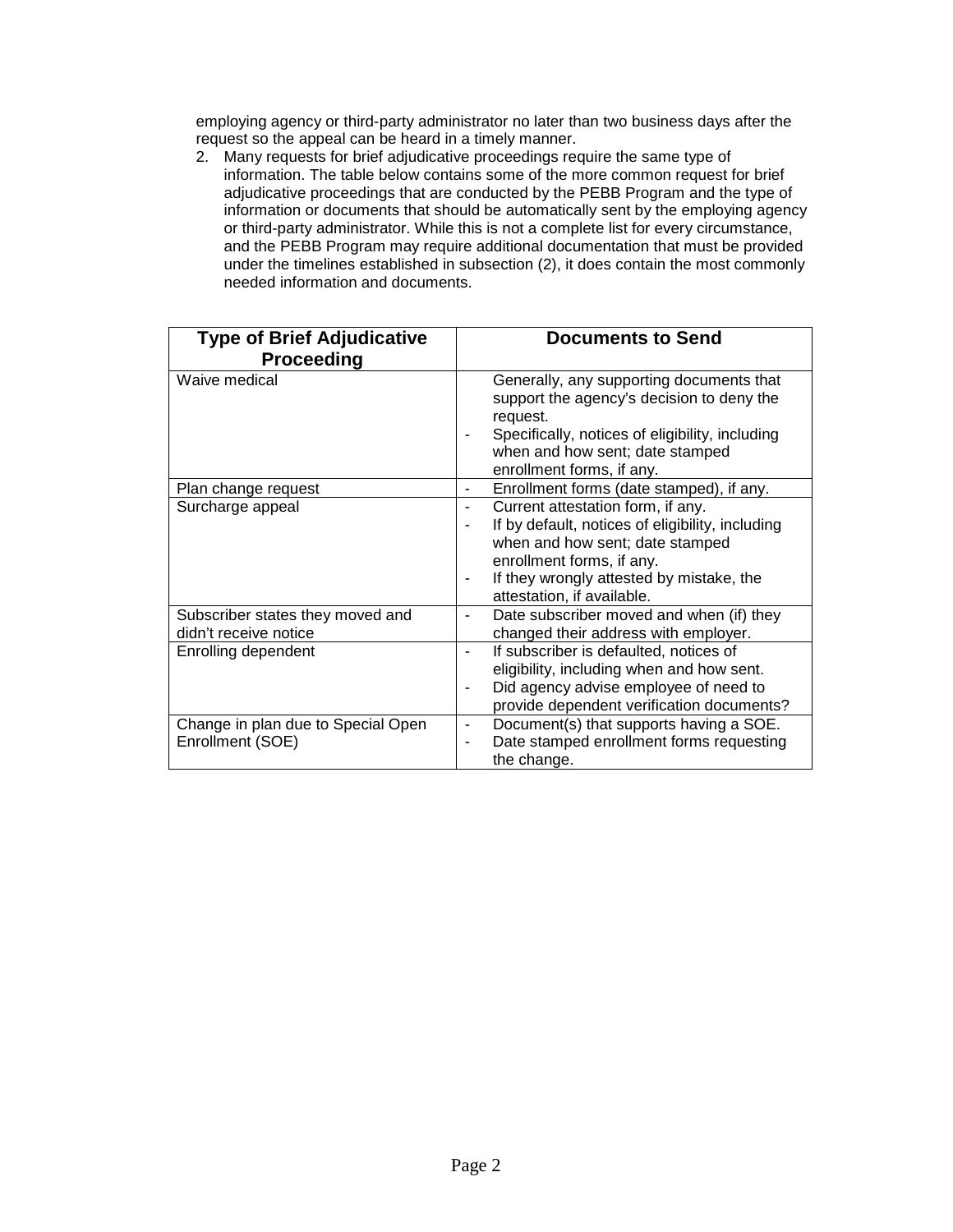employing agency or third-party administrator no later than two business days after the request so the appeal can be heard in a timely manner.

2. Many requests for brief adjudicative proceedings require the same type of information. The table below contains some of the more common request for brief adjudicative proceedings that are conducted by the PEBB Program and the type of information or documents that should be automatically sent by the employing agency or third-party administrator. While this is not a complete list for every circumstance, and the PEBB Program may require additional documentation that must be provided under the timelines established in subsection (2), it does contain the most commonly needed information and documents.

| Type of Brief Adjudicative Proceeding | Documents to Send |
|---|---|
| Waive medical | Generally, any supporting documents that support the agency's decision to deny the request.<br>- Specifically, notices of eligibility, including when and how sent; date stamped enrollment forms, if any. |
| Plan change request | - Enrollment forms (date stamped), if any. |
| Surcharge appeal | - Current attestation form, if any.<br>- If by default, notices of eligibility, including when and how sent; date stamped enrollment forms, if any.<br>- If they wrongly attested by mistake, the attestation, if available. |
| Subscriber states they moved and didn't receive notice | - Date subscriber moved and when (if) they changed their address with employer. |
| Enrolling dependent | - If subscriber is defaulted, notices of eligibility, including when and how sent.<br>- Did agency advise employee of need to provide dependent verification documents? |
| Change in plan due to Special Open Enrollment (SOE) | - Document(s) that supports having a SOE.<br>- Date stamped enrollment forms requesting the change. |